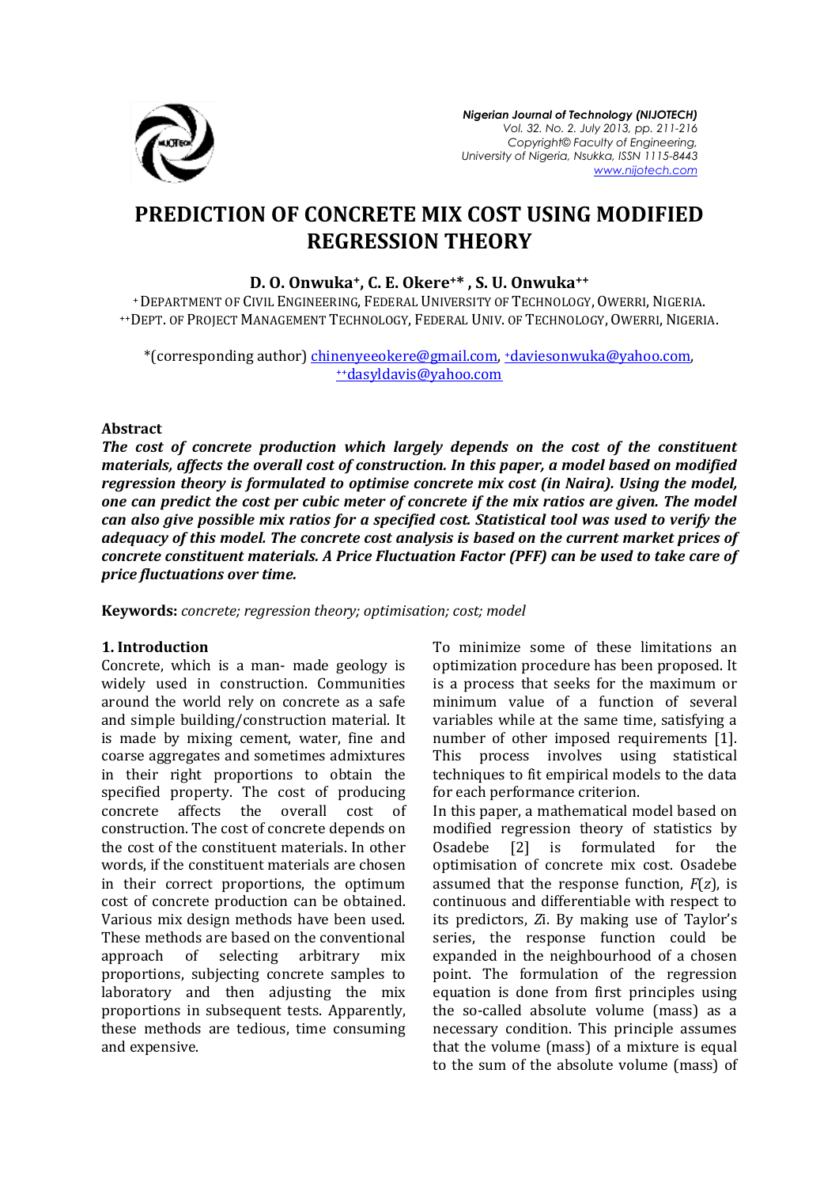# PREDICTION OF CONCRETE MIX COST USING MODIFIED REGRESSION THEORY

**D. O. Onwuka+, C. E. Okere+\*, S. U. Onwuka++**

+ DEPARTMENT OF CIVIL ENGINEERING, FEDERAL UNIVERSITY OF TECHNOLOGY, OWERRI, NIGERIA.
++DEPT. OF PROJECT MANAGEMENT TECHNOLOGY, FEDERAL UNIV. OF TECHNOLOGY, OWERRI, NIGERIA.

*(corresponding author) chinenyeeokere@gmail.com, +daviesonwuka@yahoo.com, ++dasyldavis@yahoo.com

### Abstract

***The cost of concrete production which largely depends on the cost of the constituent materials, affects the overall cost of construction. In this paper, a model based on modified regression theory is formulated to optimise concrete mix cost (in Naira). Using the model, one can predict the cost per cubic meter of concrete if the mix ratios are given. The model can also give possible mix ratios for a specified cost. Statistical tool was used to verify the adequacy of this model. The concrete cost analysis is based on the current market prices of concrete constituent materials. A Price Fluctuation Factor (PFF) can be used to take care of price fluctuations over time.***

**Keywords:** *concrete; regression theory; optimisation; cost; model*

### 1. Introduction

Concrete, which is a man- made geology is widely used in construction. Communities around the world rely on concrete as a safe and simple building/construction material. It is made by mixing cement, water, fine and coarse aggregates and sometimes admixtures in their right proportions to obtain the specified property. The cost of producing concrete affects the overall cost of construction. The cost of concrete depends on the cost of the constituent materials. In other words, if the constituent materials are chosen in their correct proportions, the optimum cost of concrete production can be obtained. Various mix design methods have been used. These methods are based on the conventional approach of selecting arbitrary mix proportions, subjecting concrete samples to laboratory and then adjusting the mix proportions in subsequent tests. Apparently, these methods are tedious, time consuming and expensive.

To minimize some of these limitations an optimization procedure has been proposed. It is a process that seeks for the maximum or minimum value of a function of several variables while at the same time, satisfying a number of other imposed requirements [1]. This process involves using statistical techniques to fit empirical models to the data for each performance criterion.

In this paper, a mathematical model based on modified regression theory of statistics by Osadebe [2] is formulated for the optimisation of concrete mix cost. Osadebe assumed that the response function, $F(z)$, is continuous and differentiable with respect to its predictors, $Z_i$. By making use of Taylor's series, the response function could be expanded in the neighbourhood of a chosen point. The formulation of the regression equation is done from first principles using the so-called absolute volume (mass) as a necessary condition. This principle assumes that the volume (mass) of a mixture is equal to the sum of the absolute volume (mass) of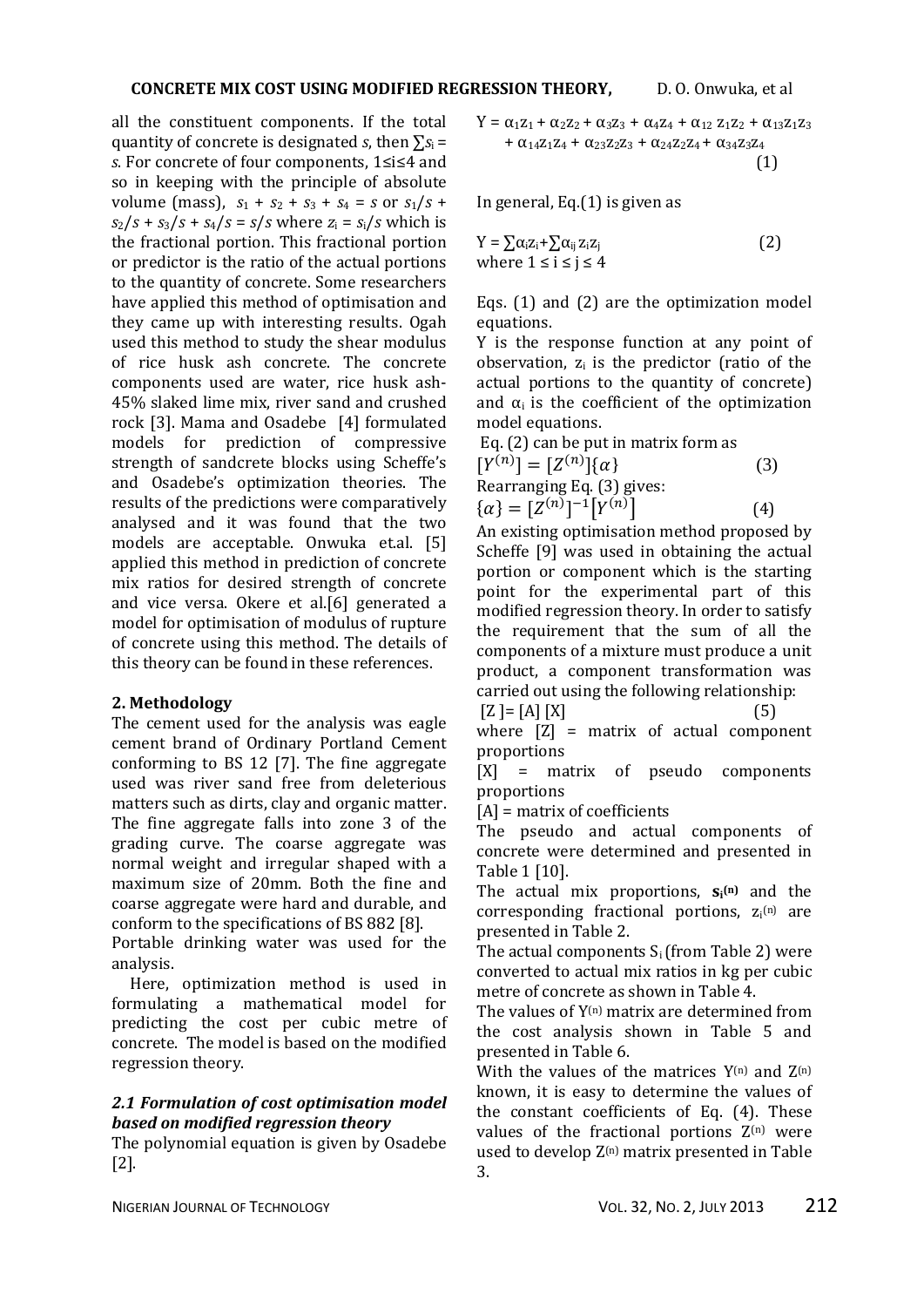all the constituent components. If the total quantity of concrete is designated $s$, then $\sum s_i = s$. For concrete of four components, $1 \leq i \leq 4$ and so in keeping with the principle of absolute volume (mass), $s_1 + s_2 + s_3 + s_4 = s$ or $s_1/s + s_2/s + s_3/s + s_4/s = s/s$ where $z_i = s_i/s$ which is the fractional portion. This fractional portion or predictor is the ratio of the actual portions to the quantity of concrete. Some researchers have applied this method of optimisation and they came up with interesting results. Ogah used this method to study the shear modulus of rice husk ash concrete. The concrete components used are water, rice husk ash-45% slaked lime mix, river sand and crushed rock [3]. Mama and Osadebe [4] formulated models for prediction of compressive strength of sandcrete blocks using Scheffe's and Osadebe's optimization theories. The results of the predictions were comparatively analysed and it was found that the two models are acceptable. Onwuka et.al. [5] applied this method in prediction of concrete mix ratios for desired strength of concrete and vice versa. Okere et al.[6] generated a model for optimisation of modulus of rupture of concrete using this method. The details of this theory can be found in these references.

## 2. Methodology

The cement used for the analysis was eagle cement brand of Ordinary Portland Cement conforming to BS 12 [7]. The fine aggregate used was river sand free from deleterious matters such as dirts, clay and organic matter. The fine aggregate falls into zone 3 of the grading curve. The coarse aggregate was normal weight and irregular shaped with a maximum size of 20mm. Both the fine and coarse aggregate were hard and durable, and conform to the specifications of BS 882 [8].

Portable drinking water was used for the analysis.

Here, optimization method is used in formulating a mathematical model for predicting the cost per cubic metre of concrete. The model is based on the modified regression theory.

### *2.1 Formulation of cost optimisation model based on modified regression theory*

The polynomial equation is given by Osadebe [2].

$$Y = \alpha_1 z_1 + \alpha_2 z_2 + \alpha_3 z_3 + \alpha_4 z_4 + \alpha_{12} z_1 z_2 + \alpha_{13} z_1 z_3 + \alpha_{14} z_1 z_4 + \alpha_{23} z_2 z_3 + \alpha_{24} z_2 z_4 + \alpha_{34} z_3 z_4 \quad (1)$$

In general, Eq.(1) is given as

$$Y = \sum \alpha_i z_i + \sum \alpha_{ij} z_i z_j \quad (2)$$

where $1 \leq i \leq j \leq 4$

Eqs. (1) and (2) are the optimization model equations.

$Y$ is the response function at any point of observation, $z_i$ is the predictor (ratio of the actual portions to the quantity of concrete) and $\alpha_i$ is the coefficient of the optimization model equations.

Eq. (2) can be put in matrix form as

$$[Y^{(n)}] = [Z^{(n)}]\{\alpha\} \quad (3)$$

Rearranging Eq. (3) gives:

$$\{\alpha\} = [Z^{(n)}]^{-1}[Y^{(n)}] \quad (4)$$

An existing optimisation method proposed by Scheffe [9] was used in obtaining the actual portion or component which is the starting point for the experimental part of this modified regression theory. In order to satisfy the requirement that the sum of all the components of a mixture must produce a unit product, a component transformation was carried out using the following relationship:

$$[Z] = [A]\,[X] \quad (5)$$

where $[Z]$ = matrix of actual component proportions

$[X]$ = matrix of pseudo components proportions

$[A]$ = matrix of coefficients

The pseudo and actual components of concrete were determined and presented in Table 1 [10].

The actual mix proportions, $\mathbf{s_i^{(n)}}$ and the corresponding fractional portions, $z_i^{(n)}$ are presented in Table 2.

The actual components $S_i$ (from Table 2) were converted to actual mix ratios in kg per cubic metre of concrete as shown in Table 4.

The values of $Y^{(n)}$ matrix are determined from the cost analysis shown in Table 5 and presented in Table 6.

With the values of the matrices $Y^{(n)}$ and $Z^{(n)}$ known, it is easy to determine the values of the constant coefficients of Eq. (4). These values of the fractional portions $Z^{(n)}$ were used to develop $Z^{(n)}$ matrix presented in Table 3.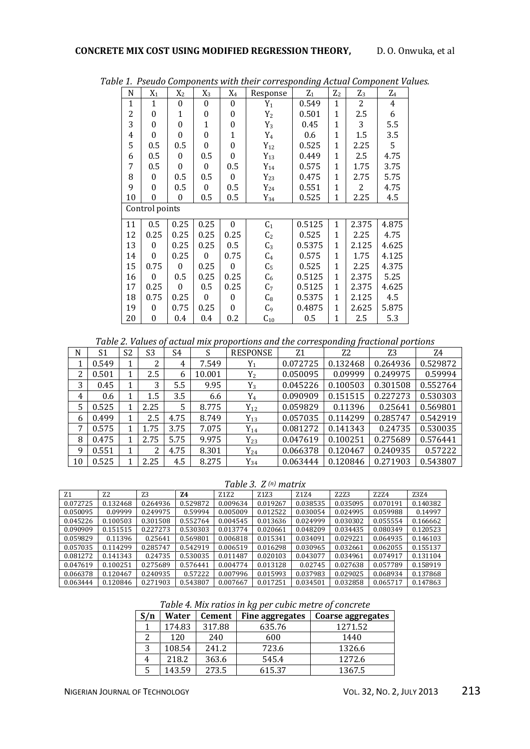*Table 1. Pseudo Components with their corresponding Actual Component Values.*

| N | $X_1$ | $X_2$ | $X_3$ | $X_4$ | Response | $Z_1$ | $Z_2$ | $Z_3$ | $Z_4$ |
|---|---|---|---|---|---|---|---|---|---|
| 1 | 1 | 0 | 0 | 0 | $Y_1$ | 0.549 | 1 | 2 | 4 |
| 2 | 0 | 1 | 0 | 0 | $Y_2$ | 0.501 | 1 | 2.5 | 6 |
| 3 | 0 | 0 | 1 | 0 | $Y_3$ | 0.45 | 1 | 3 | 5.5 |
| 4 | 0 | 0 | 0 | 1 | $Y_4$ | 0.6 | 1 | 1.5 | 3.5 |
| 5 | 0.5 | 0.5 | 0 | 0 | $Y_{12}$ | 0.525 | 1 | 2.25 | 5 |
| 6 | 0.5 | 0 | 0.5 | 0 | $Y_{13}$ | 0.449 | 1 | 2.5 | 4.75 |
| 7 | 0.5 | 0 | 0 | 0.5 | $Y_{14}$ | 0.575 | 1 | 1.75 | 3.75 |
| 8 | 0 | 0.5 | 0.5 | 0 | $Y_{23}$ | 0.475 | 1 | 2.75 | 5.75 |
| 9 | 0 | 0.5 | 0 | 0.5 | $Y_{24}$ | 0.551 | 1 | 2 | 4.75 |
| 10 | 0 | 0 | 0.5 | 0.5 | $Y_{34}$ | 0.525 | 1 | 2.25 | 4.5 |
| Control points | | | | | | | | | |
| 11 | 0.5 | 0.25 | 0.25 | 0 | $C_1$ | 0.5125 | 1 | 2.375 | 4.875 |
| 12 | 0.25 | 0.25 | 0.25 | 0.25 | $C_2$ | 0.525 | 1 | 2.25 | 4.75 |
| 13 | 0 | 0.25 | 0.25 | 0.5 | $C_3$ | 0.5375 | 1 | 2.125 | 4.625 |
| 14 | 0 | 0.25 | 0 | 0.75 | $C_4$ | 0.575 | 1 | 1.75 | 4.125 |
| 15 | 0.75 | 0 | 0.25 | 0 | $C_5$ | 0.525 | 1 | 2.25 | 4.375 |
| 16 | 0 | 0.5 | 0.25 | 0.25 | $C_6$ | 0.5125 | 1 | 2.375 | 5.25 |
| 17 | 0.25 | 0 | 0.5 | 0.25 | $C_7$ | 0.5125 | 1 | 2.375 | 4.625 |
| 18 | 0.75 | 0.25 | 0 | 0 | $C_8$ | 0.5375 | 1 | 2.125 | 4.5 |
| 19 | 0 | 0.75 | 0.25 | 0 | $C_9$ | 0.4875 | 1 | 2.625 | 5.875 |
| 20 | 0 | 0.4 | 0.4 | 0.2 | $C_{10}$ | 0.5 | 1 | 2.5 | 5.3 |

*Table 2. Values of actual mix proportions and the corresponding fractional portions*

| N | S1 | S2 | S3 | S4 | S | RESPONSE | Z1 | Z2 | Z3 | Z4 |
|---|---|---|---|---|---|---|---|---|---|---|
| 1 | 0.549 | 1 | 2 | 4 | 7.549 | $Y_1$ | 0.072725 | 0.132468 | 0.264936 | 0.529872 |
| 2 | 0.501 | 1 | 2.5 | 6 | 10.001 | $Y_2$ | 0.050095 | 0.09999 | 0.249975 | 0.59994 |
| 3 | 0.45 | 1 | 3 | 5.5 | 9.95 | $Y_3$ | 0.045226 | 0.100503 | 0.301508 | 0.552764 |
| 4 | 0.6 | 1 | 1.5 | 3.5 | 6.6 | $Y_4$ | 0.090909 | 0.151515 | 0.227273 | 0.530303 |
| 5 | 0.525 | 1 | 2.25 | 5 | 8.775 | $Y_{12}$ | 0.059829 | 0.11396 | 0.25641 | 0.569801 |
| 6 | 0.499 | 1 | 2.5 | 4.75 | 8.749 | $Y_{13}$ | 0.057035 | 0.114299 | 0.285747 | 0.542919 |
| 7 | 0.575 | 1 | 1.75 | 3.75 | 7.075 | $Y_{14}$ | 0.081272 | 0.141343 | 0.24735 | 0.530035 |
| 8 | 0.475 | 1 | 2.75 | 5.75 | 9.975 | $Y_{23}$ | 0.047619 | 0.100251 | 0.275689 | 0.576441 |
| 9 | 0.551 | 1 | 2 | 4.75 | 8.301 | $Y_{24}$ | 0.066378 | 0.120467 | 0.240935 | 0.57222 |
| 10 | 0.525 | 1 | 2.25 | 4.5 | 8.275 | $Y_{34}$ | 0.063444 | 0.120846 | 0.271903 | 0.543807 |

*Table 3. $Z^{(n)}$ matrix*

| Z1 | Z2 | Z3 | Z4 | Z1Z2 | Z1Z3 | Z1Z4 | Z2Z3 | Z2Z4 | Z3Z4 |
|---|---|---|---|---|---|---|---|---|---|
| 0.072725 | 0.132468 | 0.264936 | 0.529872 | 0.009634 | 0.019267 | 0.038535 | 0.035095 | 0.070191 | 0.140382 |
| 0.050095 | 0.09999 | 0.249975 | 0.59994 | 0.005009 | 0.012522 | 0.030054 | 0.024995 | 0.059988 | 0.14997 |
| 0.045226 | 0.100503 | 0.301508 | 0.552764 | 0.004545 | 0.013636 | 0.024999 | 0.030302 | 0.055554 | 0.166662 |
| 0.090909 | 0.151515 | 0.227273 | 0.530303 | 0.013774 | 0.020661 | 0.048209 | 0.034435 | 0.080349 | 0.120523 |
| 0.059829 | 0.11396 | 0.25641 | 0.569801 | 0.006818 | 0.015341 | 0.034091 | 0.029221 | 0.064935 | 0.146103 |
| 0.057035 | 0.114299 | 0.285747 | 0.542919 | 0.006519 | 0.016298 | 0.030965 | 0.032661 | 0.062055 | 0.155137 |
| 0.081272 | 0.141343 | 0.24735 | 0.530035 | 0.011487 | 0.020103 | 0.043077 | 0.034961 | 0.074917 | 0.131104 |
| 0.047619 | 0.100251 | 0.275689 | 0.576441 | 0.004774 | 0.013128 | 0.02745 | 0.027638 | 0.057789 | 0.158919 |
| 0.066378 | 0.120467 | 0.240935 | 0.57222 | 0.007996 | 0.015993 | 0.037983 | 0.029025 | 0.068934 | 0.137868 |
| 0.063444 | 0.120846 | 0.271903 | 0.543807 | 0.007667 | 0.017251 | 0.034501 | 0.032858 | 0.065717 | 0.147863 |

*Table 4. Mix ratios in kg per cubic metre of concrete*

| S/n | Water | Cement | Fine aggregates | Coarse aggregates |
|---|---|---|---|---|
| 1 | 174.83 | 317.88 | 635.76 | 1271.52 |
| 2 | 120 | 240 | 600 | 1440 |
| 3 | 108.54 | 241.2 | 723.6 | 1326.6 |
| 4 | 218.2 | 363.6 | 545.4 | 1272.6 |
| 5 | 143.59 | 273.5 | 615.37 | 1367.5 |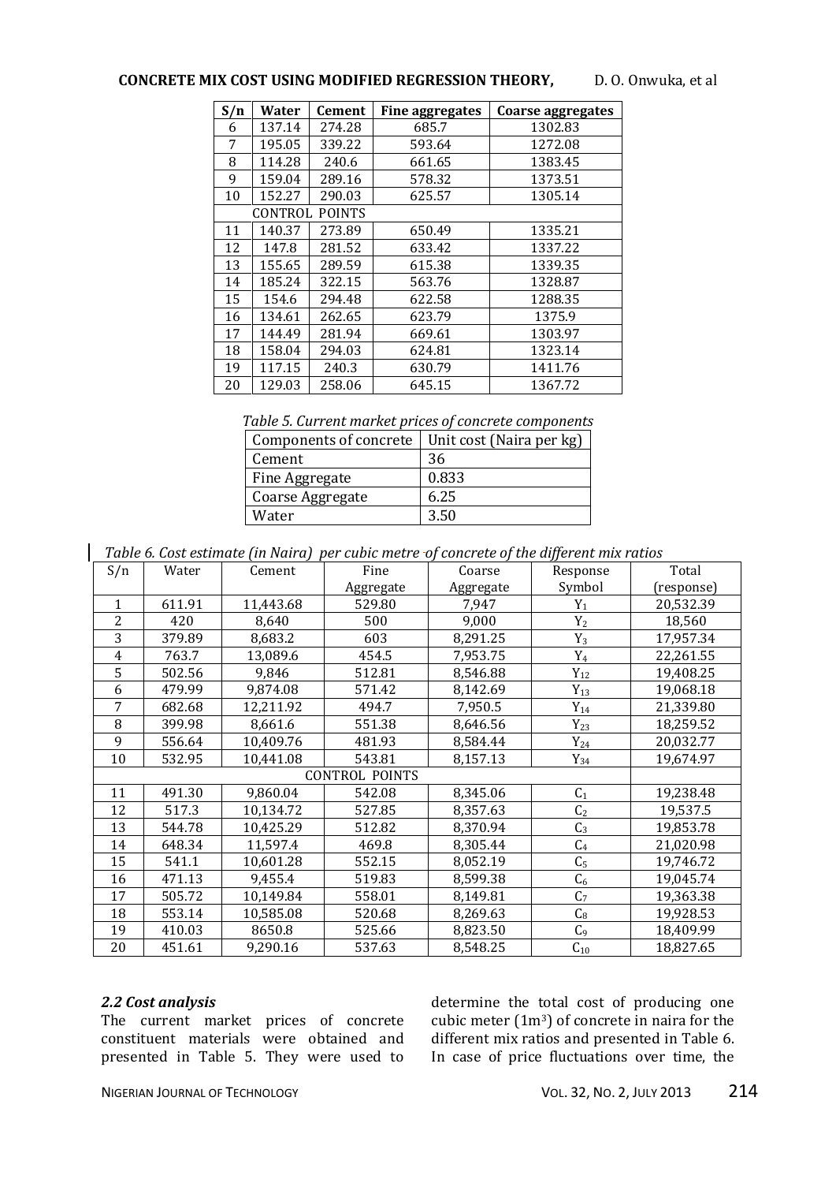| S/n | Water | Cement | Fine aggregates | Coarse aggregates |
|---|---|---|---|---|
| 6 | 137.14 | 274.28 | 685.7 | 1302.83 |
| 7 | 195.05 | 339.22 | 593.64 | 1272.08 |
| 8 | 114.28 | 240.6 | 661.65 | 1383.45 |
| 9 | 159.04 | 289.16 | 578.32 | 1373.51 |
| 10 | 152.27 | 290.03 | 625.57 | 1305.14 |
| | CONTROL POINTS | | | |
| 11 | 140.37 | 273.89 | 650.49 | 1335.21 |
| 12 | 147.8 | 281.52 | 633.42 | 1337.22 |
| 13 | 155.65 | 289.59 | 615.38 | 1339.35 |
| 14 | 185.24 | 322.15 | 563.76 | 1328.87 |
| 15 | 154.6 | 294.48 | 622.58 | 1288.35 |
| 16 | 134.61 | 262.65 | 623.79 | 1375.9 |
| 17 | 144.49 | 281.94 | 669.61 | 1303.97 |
| 18 | 158.04 | 294.03 | 624.81 | 1323.14 |
| 19 | 117.15 | 240.3 | 630.79 | 1411.76 |
| 20 | 129.03 | 258.06 | 645.15 | 1367.72 |

*Table 5. Current market prices of concrete components*

| Components of concrete | Unit cost (Naira per kg) |
|---|---|
| Cement | 36 |
| Fine Aggregate | 0.833 |
| Coarse Aggregate | 6.25 |
| Water | 3.50 |

*Table 6. Cost estimate (in Naira) per cubic metre of concrete of the different mix ratios*

| S/n | Water | Cement | Fine Aggregate | Coarse Aggregate | Response Symbol | Total (response) |
|---|---|---|---|---|---|---|
| 1 | 611.91 | 11,443.68 | 529.80 | 7,947 | $Y_1$ | 20,532.39 |
| 2 | 420 | 8,640 | 500 | 9,000 | $Y_2$ | 18,560 |
| 3 | 379.89 | 8,683.2 | 603 | 8,291.25 | $Y_3$ | 17,957.34 |
| 4 | 763.7 | 13,089.6 | 454.5 | 7,953.75 | $Y_4$ | 22,261.55 |
| 5 | 502.56 | 9,846 | 512.81 | 8,546.88 | $Y_{12}$ | 19,408.25 |
| 6 | 479.99 | 9,874.08 | 571.42 | 8,142.69 | $Y_{13}$ | 19,068.18 |
| 7 | 682.68 | 12,211.92 | 494.7 | 7,950.5 | $Y_{14}$ | 21,339.80 |
| 8 | 399.98 | 8,661.6 | 551.38 | 8,646.56 | $Y_{23}$ | 18,259.52 |
| 9 | 556.64 | 10,409.76 | 481.93 | 8,584.44 | $Y_{24}$ | 20,032.77 |
| 10 | 532.95 | 10,441.08 | 543.81 | 8,157.13 | $Y_{34}$ | 19,674.97 |
| | | | CONTROL POINTS | | | |
| 11 | 491.30 | 9,860.04 | 542.08 | 8,345.06 | $C_1$ | 19,238.48 |
| 12 | 517.3 | 10,134.72 | 527.85 | 8,357.63 | $C_2$ | 19,537.5 |
| 13 | 544.78 | 10,425.29 | 512.82 | 8,370.94 | $C_3$ | 19,853.78 |
| 14 | 648.34 | 11,597.4 | 469.8 | 8,305.44 | $C_4$ | 21,020.98 |
| 15 | 541.1 | 10,601.28 | 552.15 | 8,052.19 | $C_5$ | 19,746.72 |
| 16 | 471.13 | 9,455.4 | 519.83 | 8,599.38 | $C_6$ | 19,045.74 |
| 17 | 505.72 | 10,149.84 | 558.01 | 8,149.81 | $C_7$ | 19,363.38 |
| 18 | 553.14 | 10,585.08 | 520.68 | 8,269.63 | $C_8$ | 19,928.53 |
| 19 | 410.03 | 8650.8 | 525.66 | 8,823.50 | $C_9$ | 18,409.99 |
| 20 | 451.61 | 9,290.16 | 537.63 | 8,548.25 | $C_{10}$ | 18,827.65 |

### *2.2 Cost analysis*

The current market prices of concrete constituent materials were obtained and presented in Table 5. They were used to determine the total cost of producing one cubic meter ($1m^3$) of concrete in naira for the different mix ratios and presented in Table 6. In case of price fluctuations over time, the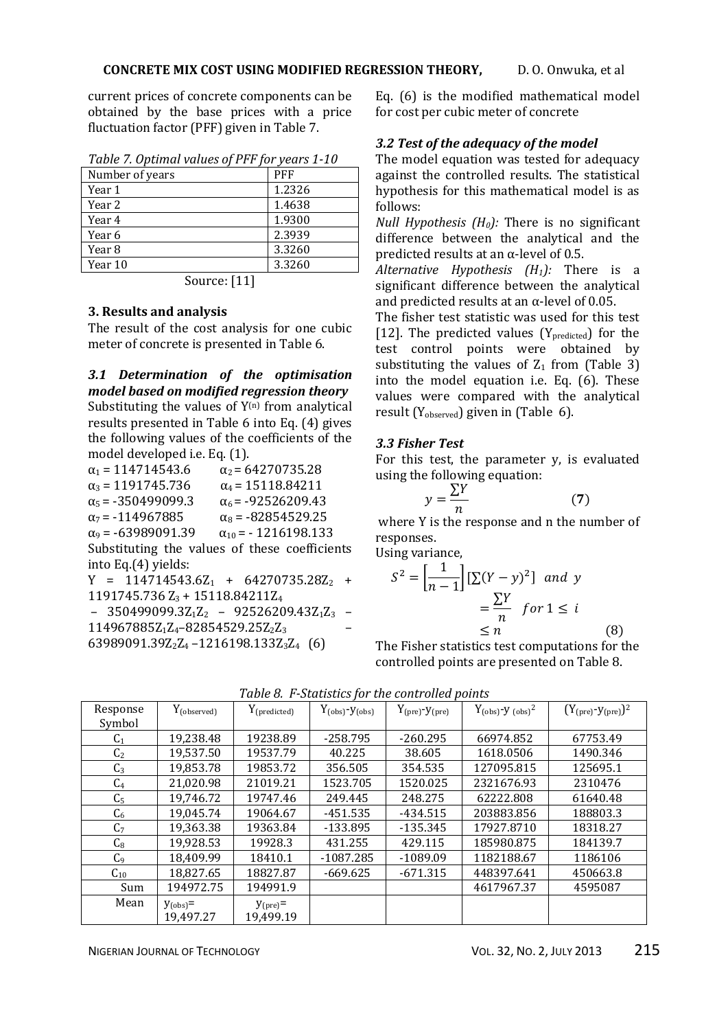current prices of concrete components can be obtained by the base prices with a price fluctuation factor (PFF) given in Table 7.

*Table 7. Optimal values of PFF for years 1-10*

| Number of years | PFF |
|---|---|
| Year 1 | 1.2326 |
| Year 2 | 1.4638 |
| Year 4 | 1.9300 |
| Year 6 | 2.3939 |
| Year 8 | 3.3260 |
| Year 10 | 3.3260 |

Source: [11]

### 3. Results and analysis

The result of the cost analysis for one cubic meter of concrete is presented in Table 6.

### *3.1 Determination of the optimisation model based on modified regression theory*

Substituting the values of $Y^{(n)}$ from analytical results presented in Table 6 into Eq. (4) gives the following values of the coefficients of the model developed i.e. Eq. (1).

$\alpha_1 = 114714543.6$ $\quad\alpha_2 = 64270735.28$
$\alpha_3 = 1191745.736$ $\quad\alpha_4 = 15118.84211$
$\alpha_5 = -350499099.3$ $\quad\alpha_6 = -92526209.43$
$\alpha_7 = -114967885$ $\quad\alpha_8 = -82854529.25$
$\alpha_9 = -63989091.39$ $\quad\alpha_{10} = -1216198.133$

Substituting the values of these coefficients into Eq.(4) yields:

$$Y = 114714543.6Z_1 + 64270735.28Z_2 + 1191745.736Z_3 + 15118.84211Z_4 - 350499099.3Z_1Z_2 - 92526209.43Z_1Z_3 - 114967885Z_1Z_4 - 82854529.25Z_2Z_3 - 63989091.39Z_2Z_4 - 1216198.133Z_3Z_4 \quad (6)$$

Eq. (6) is the modified mathematical model for cost per cubic meter of concrete

### *3.2 Test of the adequacy of the model*

The model equation was tested for adequacy against the controlled results. The statistical hypothesis for this mathematical model is as follows:

*Null Hypothesis ($H_0$):* There is no significant difference between the analytical and the predicted results at an α-level of 0.5.

*Alternative Hypothesis ($H_1$):* There is a significant difference between the analytical and predicted results at an α-level of 0.05.

The fisher test statistic was used for this test [12]. The predicted values ($Y_{predicted}$) for the test control points were obtained by substituting the values of $Z_1$ from (Table 3) into the model equation i.e. Eq. (6). These values were compared with the analytical result ($Y_{observed}$) given in (Table 6).

### *3.3 Fisher Test*

For this test, the parameter y, is evaluated using the following equation:

$$y = \frac{\sum Y}{n} \quad (7)$$

where Y is the response and n the number of responses.

Using variance,

$$S^2 = \left[\frac{1}{n-1}\right]\left[\sum (Y - y)^2\right] \ \ and \ \ y = \frac{\sum Y}{n} \ \ for \ 1 \leq i \leq n \quad (8)$$

The Fisher statistics test computations for the controlled points are presented on Table 8.

*Table 8. F-Statistics for the controlled points*

| Response Symbol | $Y_{(observed)}$ | $Y_{(predicted)}$ | $Y_{(obs)}-y_{(obs)}$ | $Y_{(pre)}-y_{(pre)}$ | $Y_{(obs)}-y_{(obs)}{}^2$ | $(Y_{(pre)}-y_{(pre)})^2$ |
|---|---|---|---|---|---|---|
| $C_1$ | 19,238.48 | 19238.89 | -258.795 | -260.295 | 66974.852 | 67753.49 |
| $C_2$ | 19,537.50 | 19537.79 | 40.225 | 38.605 | 1618.0506 | 1490.346 |
| $C_3$ | 19,853.78 | 19853.72 | 356.505 | 354.535 | 127095.815 | 125695.1 |
| $C_4$ | 21,020.98 | 21019.21 | 1523.705 | 1520.025 | 2321676.93 | 2310476 |
| $C_5$ | 19,746.72 | 19747.46 | 249.445 | 248.275 | 62222.808 | 61640.48 |
| $C_6$ | 19,045.74 | 19064.67 | -451.535 | -434.515 | 203883.856 | 188803.3 |
| $C_7$ | 19,363.38 | 19363.84 | -133.895 | -135.345 | 17927.8710 | 18318.27 |
| $C_8$ | 19,928.53 | 19928.3 | 431.255 | 429.115 | 185980.875 | 184139.7 |
| $C_9$ | 18,409.99 | 18410.1 | -1087.285 | -1089.09 | 1182188.67 | 1186106 |
| $C_{10}$ | 18,827.65 | 18827.87 | -669.625 | -671.315 | 448397.641 | 450663.8 |
| Sum | 194972.75 | 194991.9 | | | 4617967.37 | 4595087 |
| Mean | $y_{(obs)}$= 19,497.27 | $y_{(pre)}$= 19,499.19 | | | | |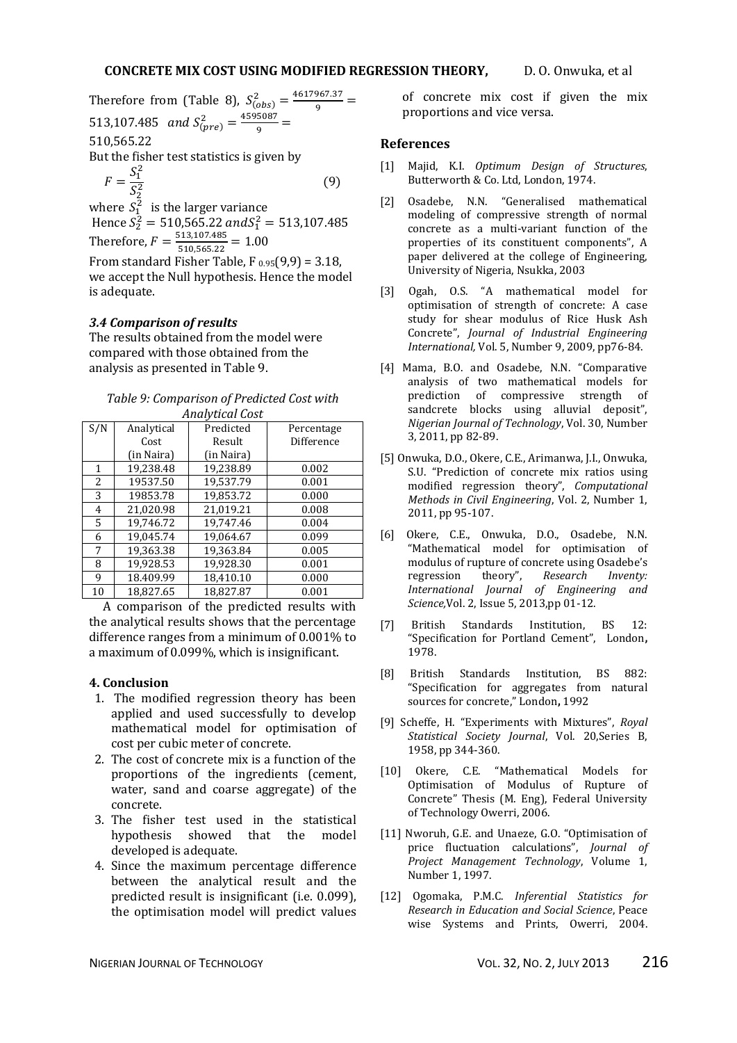Therefore from (Table 8), $S^2_{(obs)} = \frac{4617967.37}{9} = 513{,}107.485$ and $S^2_{(pre)} = \frac{4595087}{9} = 510{,}565.22$

But the fisher test statistics is given by

$$F = \frac{S_1^2}{S_2^2} \qquad (9)$$

where $S_1^2$ is the larger variance

Hence $S_2^2 = 510{,}565.22$ and $S_1^2 = 513{,}107.485$

Therefore, $F = \frac{513{,}107.485}{510{,}565.22} = 1.00$

From standard Fisher Table, $F_{0.95}(9,9) = 3.18$, we accept the Null hypothesis. Hence the model is adequate.

### *3.4 Comparison of results*

The results obtained from the model were compared with those obtained from the analysis as presented in Table 9.

*Table 9: Comparison of Predicted Cost with Analytical Cost*

| S/N | Analytical Cost (in Naira) | Predicted Result (in Naira) | Percentage Difference |
|---|---|---|---|
| 1 | 19,238.48 | 19,238.89 | 0.002 |
| 2 | 19537.50 | 19,537.79 | 0.001 |
| 3 | 19853.78 | 19,853.72 | 0.000 |
| 4 | 21,020.98 | 21,019.21 | 0.008 |
| 5 | 19,746.72 | 19,747.46 | 0.004 |
| 6 | 19,045.74 | 19,064.67 | 0.099 |
| 7 | 19,363.38 | 19,363.84 | 0.005 |
| 8 | 19,928.53 | 19,928.30 | 0.001 |
| 9 | 18.409.99 | 18,410.10 | 0.000 |
| 10 | 18,827.65 | 18,827.87 | 0.001 |

A comparison of the predicted results with the analytical results shows that the percentage difference ranges from a minimum of 0.001% to a maximum of 0.099%, which is insignificant.

## 4. Conclusion

1. The modified regression theory has been applied and used successfully to develop mathematical model for optimisation of cost per cubic meter of concrete.
2. The cost of concrete mix is a function of the proportions of the ingredients (cement, water, sand and coarse aggregate) of the concrete.
3. The fisher test used in the statistical hypothesis showed that the model developed is adequate.
4. Since the maximum percentage difference between the analytical result and the predicted result is insignificant (i.e. 0.099), the optimisation model will predict values of concrete mix cost if given the mix proportions and vice versa.

## References

[1] Majid, K.I. *Optimum Design of Structures*, Butterworth & Co. Ltd, London, 1974.

[2] Osadebe, N.N. "Generalised mathematical modeling of compressive strength of normal concrete as a multi-variant function of the properties of its constituent components", A paper delivered at the college of Engineering, University of Nigeria, Nsukka, 2003

[3] Ogah, O.S. "A mathematical model for optimisation of strength of concrete: A case study for shear modulus of Rice Husk Ash Concrete", *Journal of Industrial Engineering International,* Vol. 5, Number 9, 2009, pp76-84.

[4] Mama, B.O. and Osadebe, N.N. "Comparative analysis of two mathematical models for prediction of compressive strength of sandcrete blocks using alluvial deposit", *Nigerian Journal of Technology*, Vol. 30, Number 3, 2011, pp 82-89.

[5] Onwuka, D.O., Okere, C.E., Arimanwa, J.I., Onwuka, S.U. "Prediction of concrete mix ratios using modified regression theory", *Computational Methods in Civil Engineering*, Vol. 2, Number 1, 2011, pp 95-107.

[6] Okere, C.E., Onwuka, D.O., Osadebe, N.N. "Mathematical model for optimisation of modulus of rupture of concrete using Osadebe's regression theory", *Research Inventy: International Journal of Engineering and Science,*Vol. 2, Issue 5, 2013,pp 01-12.

[7] British Standards Institution, BS 12: "Specification for Portland Cement", London**,** 1978.

[8] British Standards Institution, BS 882: "Specification for aggregates from natural sources for concrete," London**,** 1992

[9] Scheffe, H. "Experiments with Mixtures", *Royal Statistical Society Journal*, Vol. 20,Series B, 1958, pp 344-360.

[10] Okere, C.E. "Mathematical Models for Optimisation of Modulus of Rupture of Concrete" Thesis (M. Eng), Federal University of Technology Owerri, 2006.

[11] Nworuh, G.E. and Unaeze, G.O. "Optimisation of price fluctuation calculations", *Journal of Project Management Technology*, Volume 1, Number 1, 1997.

[12] Ogomaka, P.M.C. *Inferential Statistics for Research in Education and Social Science*, Peace wise Systems and Prints, Owerri, 2004.